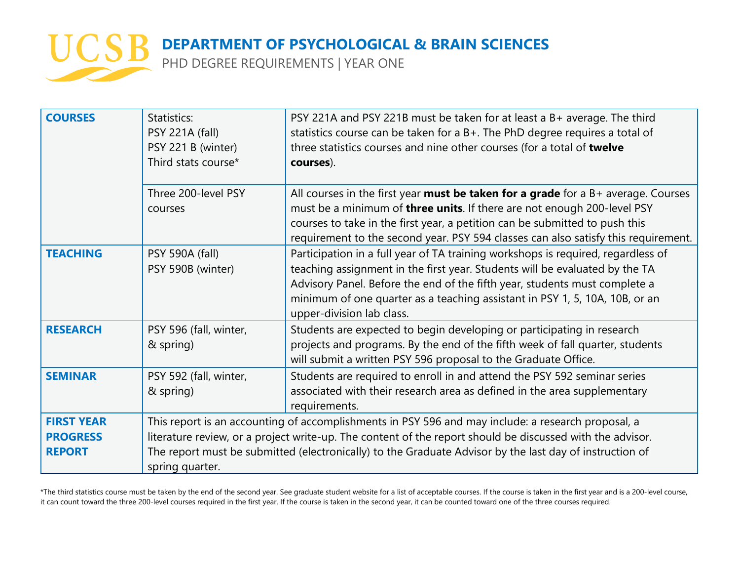# UCSB DEPARTMENT OF PSYCHOLOGICAL & BRAIN SCIENCES

## PHD DEGREE REQUIREMENTS | YEAR ONE

| | | |
|---|---|---|
| **COURSES** | Statistics:<br>PSY 221A (fall)<br>PSY 221 B (winter)<br>Third stats course* | PSY 221A and PSY 221B must be taken for at least a B+ average. The third statistics course can be taken for a B+. The PhD degree requires a total of three statistics courses and nine other courses (for a total of **twelve courses**). |
| | Three 200-level PSY courses | All courses in the first year **must be taken for a grade** for a B+ average. Courses must be a minimum of **three units**. If there are not enough 200-level PSY courses to take in the first year, a petition can be submitted to push this requirement to the second year. PSY 594 classes can also satisfy this requirement. |
| **TEACHING** | PSY 590A (fall)<br>PSY 590B (winter) | Participation in a full year of TA training workshops is required, regardless of teaching assignment in the first year. Students will be evaluated by the TA Advisory Panel. Before the end of the fifth year, students must complete a minimum of one quarter as a teaching assistant in PSY 1, 5, 10A, 10B, or an upper-division lab class. |
| **RESEARCH** | PSY 596 (fall, winter, & spring) | Students are expected to begin developing or participating in research projects and programs. By the end of the fifth week of fall quarter, students will submit a written PSY 596 proposal to the Graduate Office. |
| **SEMINAR** | PSY 592 (fall, winter, & spring) | Students are required to enroll in and attend the PSY 592 seminar series associated with their research area as defined in the area supplementary requirements. |
| **FIRST YEAR PROGRESS REPORT** | This report is an accounting of accomplishments in PSY 596 and may include: a research proposal, a literature review, or a project write-up. The content of the report should be discussed with the advisor. The report must be submitted (electronically) to the Graduate Advisor by the last day of instruction of spring quarter. | |

*The third statistics course must be taken by the end of the second year. See graduate student website for a list of acceptable courses. If the course is taken in the first year and is a 200-level course, it can count toward the three 200-level courses required in the first year. If the course is taken in the second year, it can be counted toward one of the three courses required.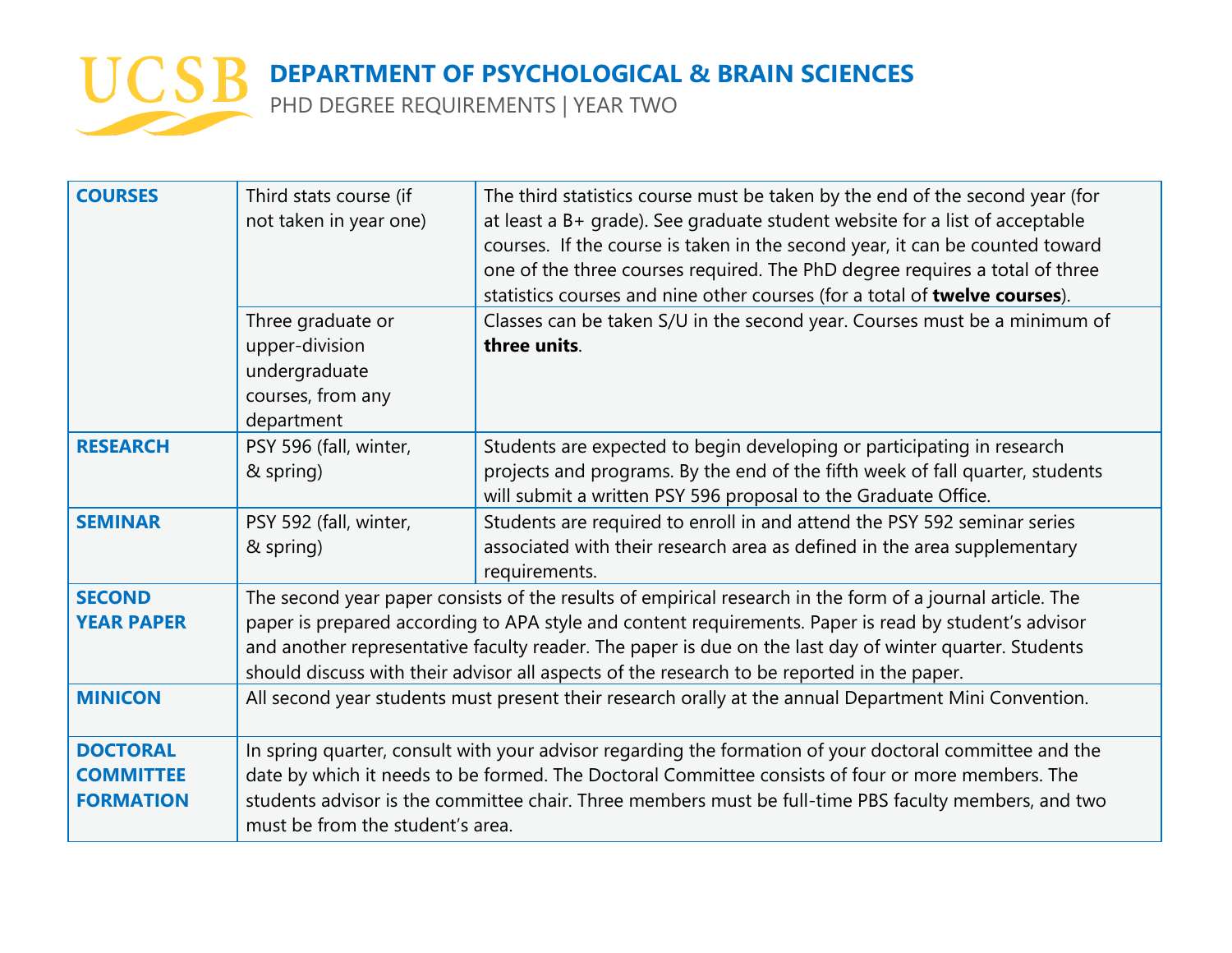# DEPARTMENT OF PSYCHOLOGICAL & BRAIN SCIENCES

PHD DEGREE REQUIREMENTS | YEAR TWO

| | | |
|---|---|---|
| **COURSES** | Third stats course (if not taken in year one) | The third statistics course must be taken by the end of the second year (for at least a B+ grade). See graduate student website for a list of acceptable courses. If the course is taken in the second year, it can be counted toward one of the three courses required. The PhD degree requires a total of three statistics courses and nine other courses (for a total of **twelve courses**). |
| | Three graduate or upper-division undergraduate courses, from any department | Classes can be taken S/U in the second year. Courses must be a minimum of **three units**. |
| **RESEARCH** | PSY 596 (fall, winter, & spring) | Students are expected to begin developing or participating in research projects and programs. By the end of the fifth week of fall quarter, students will submit a written PSY 596 proposal to the Graduate Office. |
| **SEMINAR** | PSY 592 (fall, winter, & spring) | Students are required to enroll in and attend the PSY 592 seminar series associated with their research area as defined in the area supplementary requirements. |
| **SECOND YEAR PAPER** | The second year paper consists of the results of empirical research in the form of a journal article. The paper is prepared according to APA style and content requirements. Paper is read by student's advisor and another representative faculty reader. The paper is due on the last day of winter quarter. Students should discuss with their advisor all aspects of the research to be reported in the paper. | |
| **MINICON** | All second year students must present their research orally at the annual Department Mini Convention. | |
| **DOCTORAL COMMITTEE FORMATION** | In spring quarter, consult with your advisor regarding the formation of your doctoral committee and the date by which it needs to be formed. The Doctoral Committee consists of four or more members. The students advisor is the committee chair. Three members must be full-time PBS faculty members, and two must be from the student's area. | |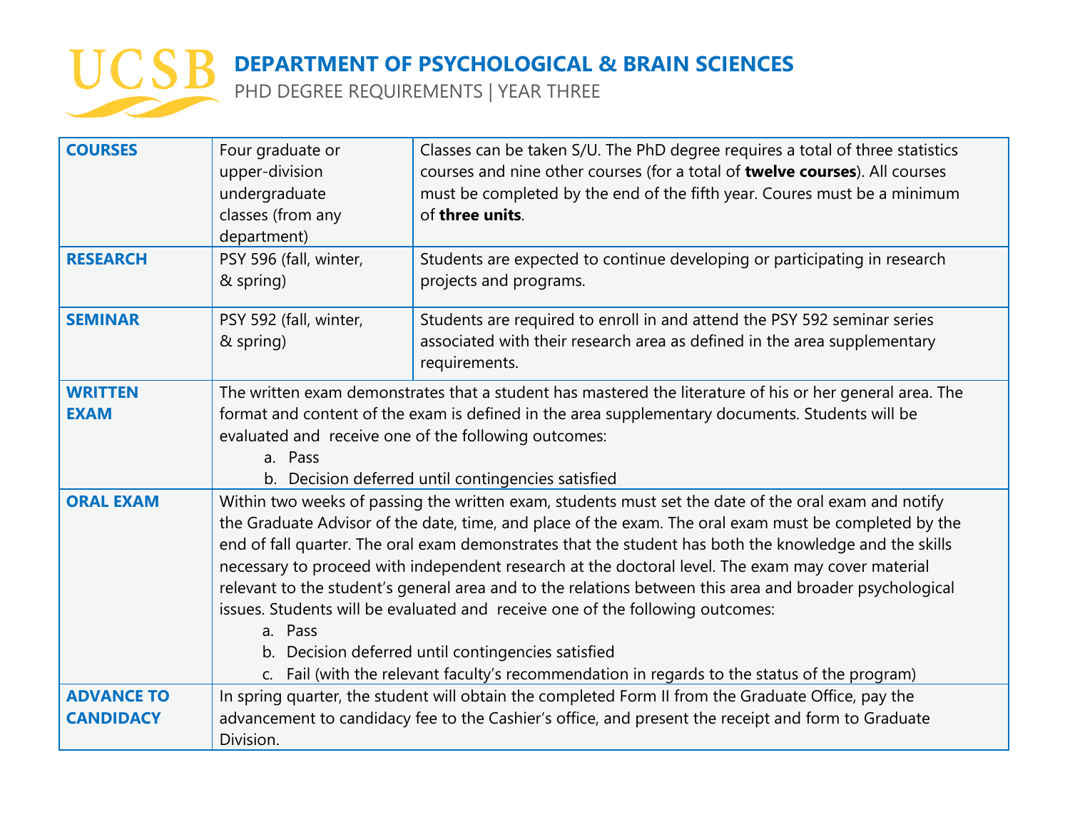# DEPARTMENT OF PSYCHOLOGICAL & BRAIN SCIENCES

PHD DEGREE REQUIREMENTS | YEAR THREE

| | | |
|---|---|---|
| **COURSES** | Four graduate or upper-division undergraduate classes (from any department) | Classes can be taken S/U. The PhD degree requires a total of three statistics courses and nine other courses (for a total of **twelve courses**). All courses must be completed by the end of the fifth year. Coures must be a minimum of **three units**. |
| **RESEARCH** | PSY 596 (fall, winter, & spring) | Students are expected to continue developing or participating in research projects and programs. |
| **SEMINAR** | PSY 592 (fall, winter, & spring) | Students are required to enroll in and attend the PSY 592 seminar series associated with their research area as defined in the area supplementary requirements. |
| **WRITTEN EXAM** | The written exam demonstrates that a student has mastered the literature of his or her general area. The format and content of the exam is defined in the area supplementary documents. Students will be evaluated and receive one of the following outcomes:<br>a. Pass<br>b. Decision deferred until contingencies satisfied | |
| **ORAL EXAM** | Within two weeks of passing the written exam, students must set the date of the oral exam and notify the Graduate Advisor of the date, time, and place of the exam. The oral exam must be completed by the end of fall quarter. The oral exam demonstrates that the student has both the knowledge and the skills necessary to proceed with independent research at the doctoral level. The exam may cover material relevant to the student's general area and to the relations between this area and broader psychological issues. Students will be evaluated and receive one of the following outcomes:<br>a. Pass<br>b. Decision deferred until contingencies satisfied<br>c. Fail (with the relevant faculty's recommendation in regards to the status of the program) | |
| **ADVANCE TO CANDIDACY** | In spring quarter, the student will obtain the completed Form II from the Graduate Office, pay the advancement to candidacy fee to the Cashier's office, and present the receipt and form to Graduate Division. | |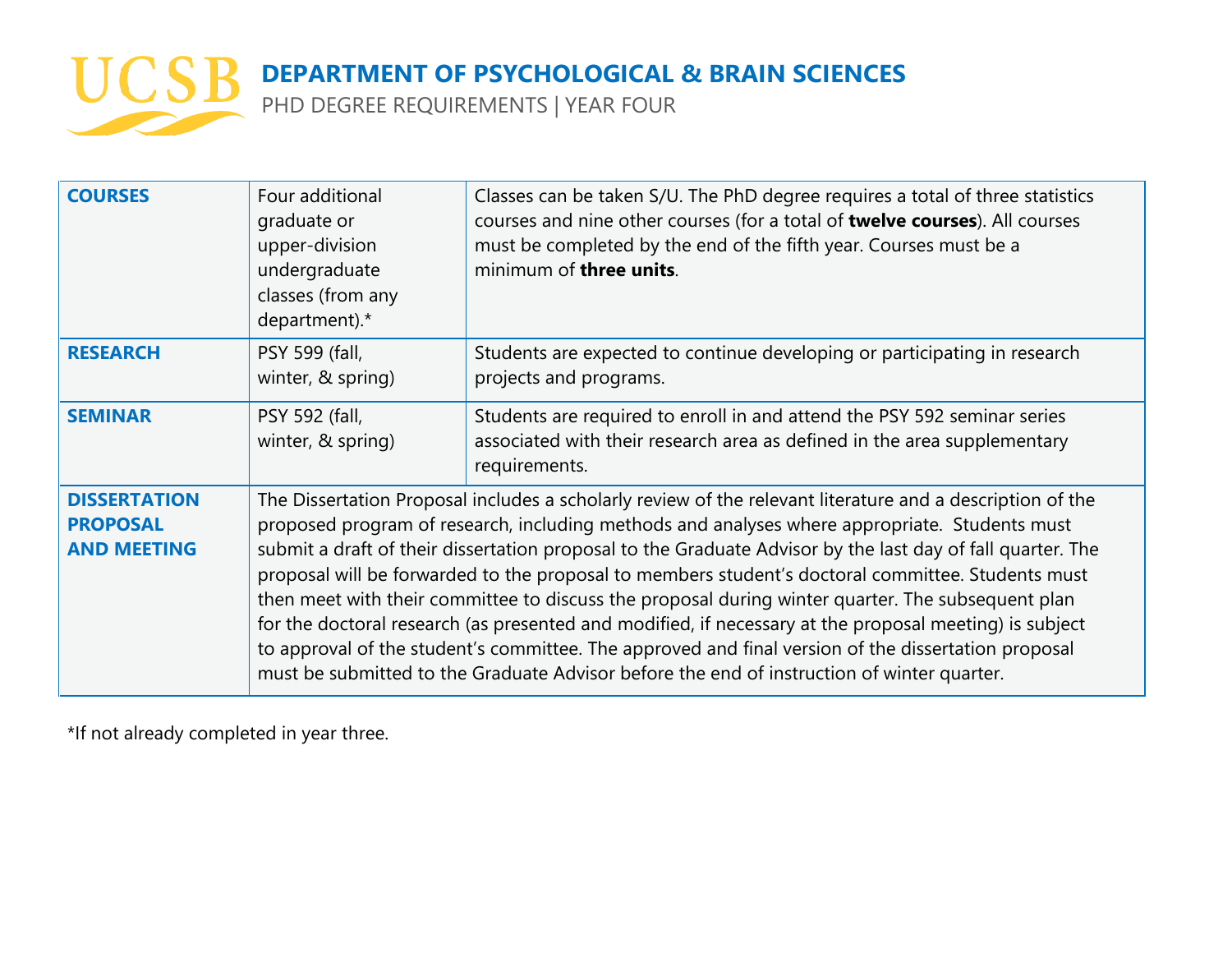# DEPARTMENT OF PSYCHOLOGICAL & BRAIN SCIENCES

PHD DEGREE REQUIREMENTS | YEAR FOUR

| | | |
|---|---|---|
| **COURSES** | Four additional graduate or upper-division undergraduate classes (from any department).* | Classes can be taken S/U. The PhD degree requires a total of three statistics courses and nine other courses (for a total of **twelve courses**). All courses must be completed by the end of the fifth year. Courses must be a minimum of **three units**. |
| **RESEARCH** | PSY 599 (fall, winter, & spring) | Students are expected to continue developing or participating in research projects and programs. |
| **SEMINAR** | PSY 592 (fall, winter, & spring) | Students are required to enroll in and attend the PSY 592 seminar series associated with their research area as defined in the area supplementary requirements. |
| **DISSERTATION PROPOSAL AND MEETING** | The Dissertation Proposal includes a scholarly review of the relevant literature and a description of the proposed program of research, including methods and analyses where appropriate. Students must submit a draft of their dissertation proposal to the Graduate Advisor by the last day of fall quarter. The proposal will be forwarded to the proposal to members student's doctoral committee. Students must then meet with their committee to discuss the proposal during winter quarter. The subsequent plan for the doctoral research (as presented and modified, if necessary at the proposal meeting) is subject to approval of the student's committee. The approved and final version of the dissertation proposal must be submitted to the Graduate Advisor before the end of instruction of winter quarter. | |

*If not already completed in year three.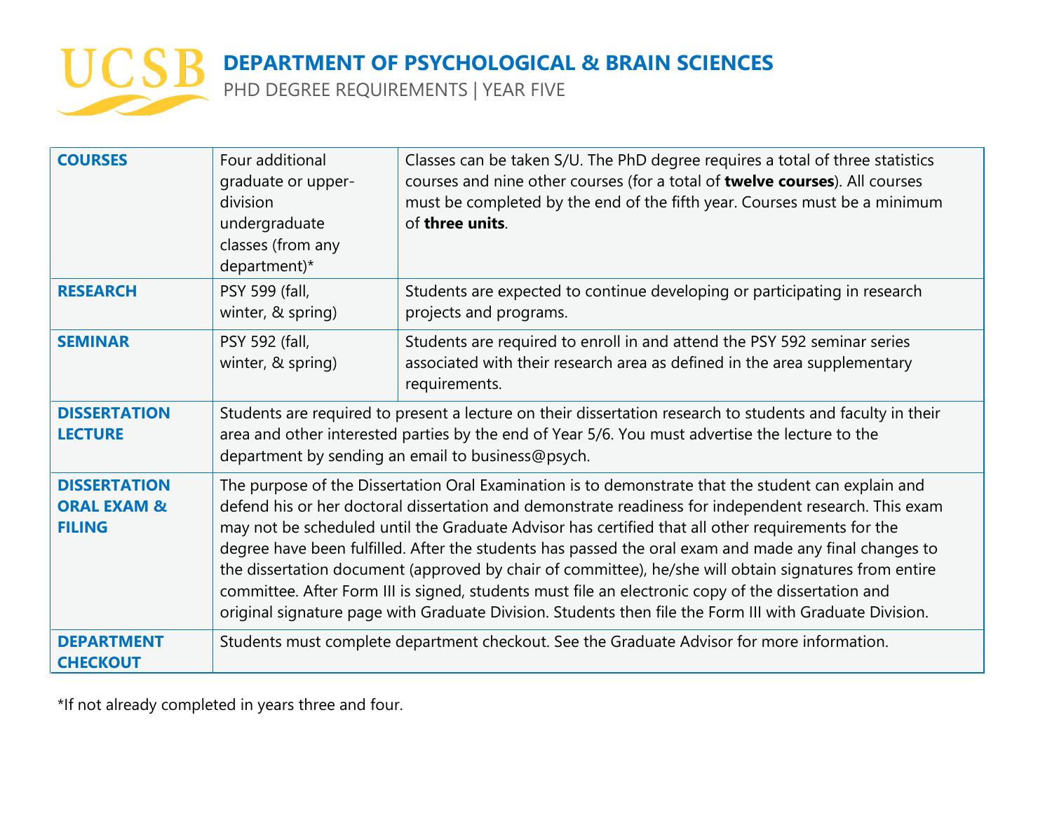# DEPARTMENT OF PSYCHOLOGICAL & BRAIN SCIENCES

PHD DEGREE REQUIREMENTS | YEAR FIVE

| | | |
|---|---|---|
| **COURSES** | Four additional graduate or upper-division undergraduate classes (from any department)* | Classes can be taken S/U. The PhD degree requires a total of three statistics courses and nine other courses (for a total of **twelve courses**). All courses must be completed by the end of the fifth year. Courses must be a minimum of **three units**. |
| **RESEARCH** | PSY 599 (fall, winter, & spring) | Students are expected to continue developing or participating in research projects and programs. |
| **SEMINAR** | PSY 592 (fall, winter, & spring) | Students are required to enroll in and attend the PSY 592 seminar series associated with their research area as defined in the area supplementary requirements. |
| **DISSERTATION LECTURE** | Students are required to present a lecture on their dissertation research to students and faculty in their area and other interested parties by the end of Year 5/6. You must advertise the lecture to the department by sending an email to business@psych. | |
| **DISSERTATION ORAL EXAM & FILING** | The purpose of the Dissertation Oral Examination is to demonstrate that the student can explain and defend his or her doctoral dissertation and demonstrate readiness for independent research. This exam may not be scheduled until the Graduate Advisor has certified that all other requirements for the degree have been fulfilled. After the students has passed the oral exam and made any final changes to the dissertation document (approved by chair of committee), he/she will obtain signatures from entire committee. After Form III is signed, students must file an electronic copy of the dissertation and original signature page with Graduate Division. Students then file the Form III with Graduate Division. | |
| **DEPARTMENT CHECKOUT** | Students must complete department checkout. See the Graduate Advisor for more information. | |

*If not already completed in years three and four.